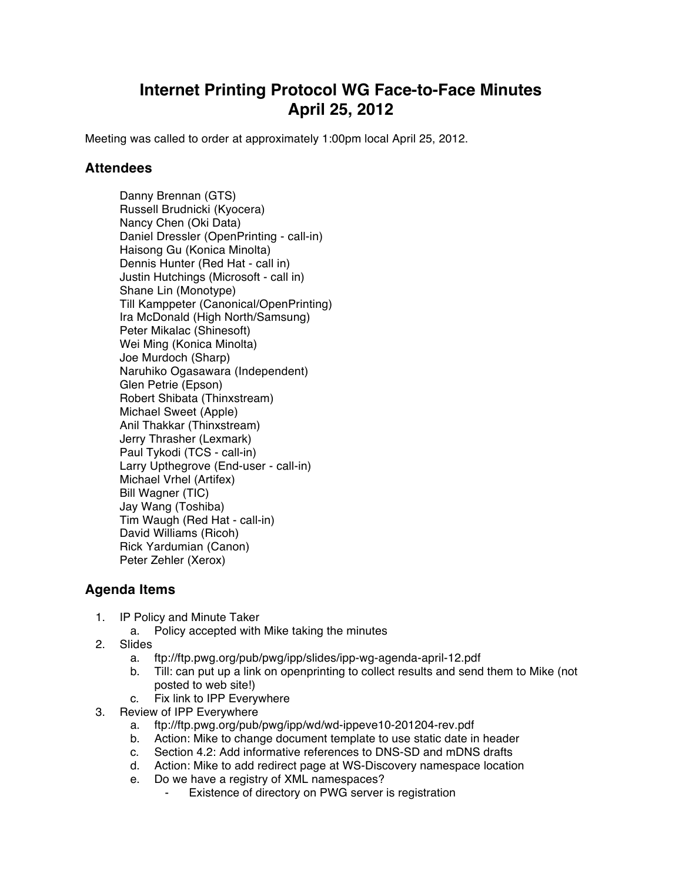# Internet Printing Protocol WG Face-to-Face Minutes
# April 25, 2012

Meeting was called to order at approximately 1:00pm local April 25, 2012.

## Attendees

Danny Brennan (GTS)
Russell Brudnicki (Kyocera)
Nancy Chen (Oki Data)
Daniel Dressler (OpenPrinting - call-in)
Haisong Gu (Konica Minolta)
Dennis Hunter (Red Hat - call in)
Justin Hutchings (Microsoft - call in)
Shane Lin (Monotype)
Till Kamppeter (Canonical/OpenPrinting)
Ira McDonald (High North/Samsung)
Peter Mikalac (Shinesoft)
Wei Ming (Konica Minolta)
Joe Murdoch (Sharp)
Naruhiko Ogasawara (Independent)
Glen Petrie (Epson)
Robert Shibata (Thinxstream)
Michael Sweet (Apple)
Anil Thakkar (Thinxstream)
Jerry Thrasher (Lexmark)
Paul Tykodi (TCS - call-in)
Larry Upthegrove (End-user - call-in)
Michael Vrhel (Artifex)
Bill Wagner (TIC)
Jay Wang (Toshiba)
Tim Waugh (Red Hat - call-in)
David Williams (Ricoh)
Rick Yardumian (Canon)
Peter Zehler (Xerox)

## Agenda Items

1. IP Policy and Minute Taker
   a. Policy accepted with Mike taking the minutes
2. Slides
   a. ftp://ftp.pwg.org/pub/pwg/ipp/slides/ipp-wg-agenda-april-12.pdf
   b. Till: can put up a link on openprinting to collect results and send them to Mike (not posted to web site!)
   c. Fix link to IPP Everywhere
3. Review of IPP Everywhere
   a. ftp://ftp.pwg.org/pub/pwg/ipp/wd/wd-ippeve10-201204-rev.pdf
   b. Action: Mike to change document template to use static date in header
   c. Section 4.2: Add informative references to DNS-SD and mDNS drafts
   d. Action: Mike to add redirect page at WS-Discovery namespace location
   e. Do we have a registry of XML namespaces?
      - Existence of directory on PWG server is registration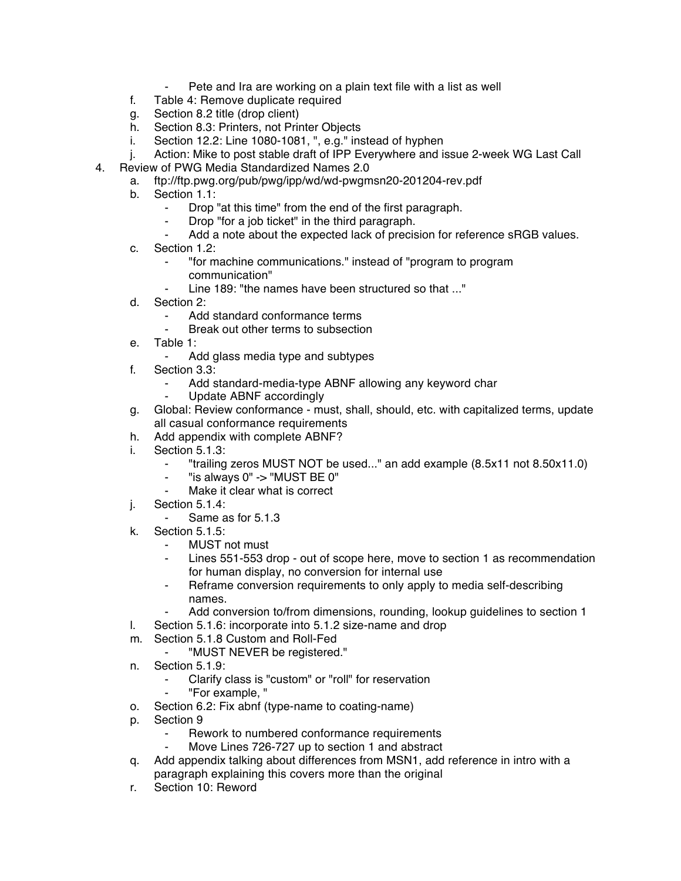- Pete and Ira are working on a plain text file with a list as well

   f. Table 4: Remove duplicate required
   g. Section 8.2 title (drop client)
   h. Section 8.3: Printers, not Printer Objects
   i. Section 12.2: Line 1080-1081, ", e.g." instead of hyphen
   j. Action: Mike to post stable draft of IPP Everywhere and issue 2-week WG Last Call

4. Review of PWG Media Standardized Names 2.0
   a. ftp://ftp.pwg.org/pub/pwg/ipp/wd/wd-pwgmsn20-201204-rev.pdf
   b. Section 1.1:
      - Drop "at this time" from the end of the first paragraph.
      - Drop "for a job ticket" in the third paragraph.
      - Add a note about the expected lack of precision for reference sRGB values.
   c. Section 1.2:
      - "for machine communications." instead of "program to program communication"
      - Line 189: "the names have been structured so that ..."
   d. Section 2:
      - Add standard conformance terms
      - Break out other terms to subsection
   e. Table 1:
      - Add glass media type and subtypes
   f. Section 3.3:
      - Add standard-media-type ABNF allowing any keyword char
      - Update ABNF accordingly
   g. Global: Review conformance - must, shall, should, etc. with capitalized terms, update all casual conformance requirements
   h. Add appendix with complete ABNF?
   i. Section 5.1.3:
      - "trailing zeros MUST NOT be used..." an add example (8.5x11 not 8.50x11.0)
      - "is always 0" -> "MUST BE 0"
      - Make it clear what is correct
   j. Section 5.1.4:
      - Same as for 5.1.3
   k. Section 5.1.5:
      - MUST not must
      - Lines 551-553 drop - out of scope here, move to section 1 as recommendation for human display, no conversion for internal use
      - Reframe conversion requirements to only apply to media self-describing names.
      - Add conversion to/from dimensions, rounding, lookup guidelines to section 1
   l. Section 5.1.6: incorporate into 5.1.2 size-name and drop
   m. Section 5.1.8 Custom and Roll-Fed
      - "MUST NEVER be registered."
   n. Section 5.1.9:
      - Clarify class is "custom" or "roll" for reservation
      - "For example, "
   o. Section 6.2: Fix abnf (type-name to coating-name)
   p. Section 9
      - Rework to numbered conformance requirements
      - Move Lines 726-727 up to section 1 and abstract
   q. Add appendix talking about differences from MSN1, add reference in intro with a paragraph explaining this covers more than the original
   r. Section 10: Reword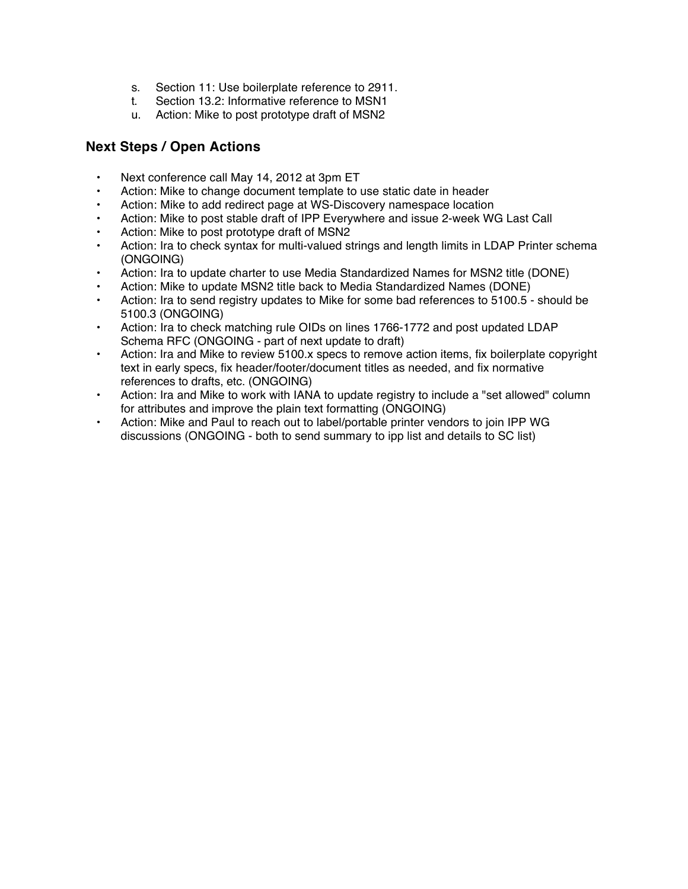s. Section 11: Use boilerplate reference to 2911.
t. Section 13.2: Informative reference to MSN1
u. Action: Mike to post prototype draft of MSN2

## Next Steps / Open Actions

- Next conference call May 14, 2012 at 3pm ET
- Action: Mike to change document template to use static date in header
- Action: Mike to add redirect page at WS-Discovery namespace location
- Action: Mike to post stable draft of IPP Everywhere and issue 2-week WG Last Call
- Action: Mike to post prototype draft of MSN2
- Action: Ira to check syntax for multi-valued strings and length limits in LDAP Printer schema (ONGOING)
- Action: Ira to update charter to use Media Standardized Names for MSN2 title (DONE)
- Action: Mike to update MSN2 title back to Media Standardized Names (DONE)
- Action: Ira to send registry updates to Mike for some bad references to 5100.5 - should be 5100.3 (ONGOING)
- Action: Ira to check matching rule OIDs on lines 1766-1772 and post updated LDAP Schema RFC (ONGOING - part of next update to draft)
- Action: Ira and Mike to review 5100.x specs to remove action items, fix boilerplate copyright text in early specs, fix header/footer/document titles as needed, and fix normative references to drafts, etc. (ONGOING)
- Action: Ira and Mike to work with IANA to update registry to include a "set allowed" column for attributes and improve the plain text formatting (ONGOING)
- Action: Mike and Paul to reach out to label/portable printer vendors to join IPP WG discussions (ONGOING - both to send summary to ipp list and details to SC list)